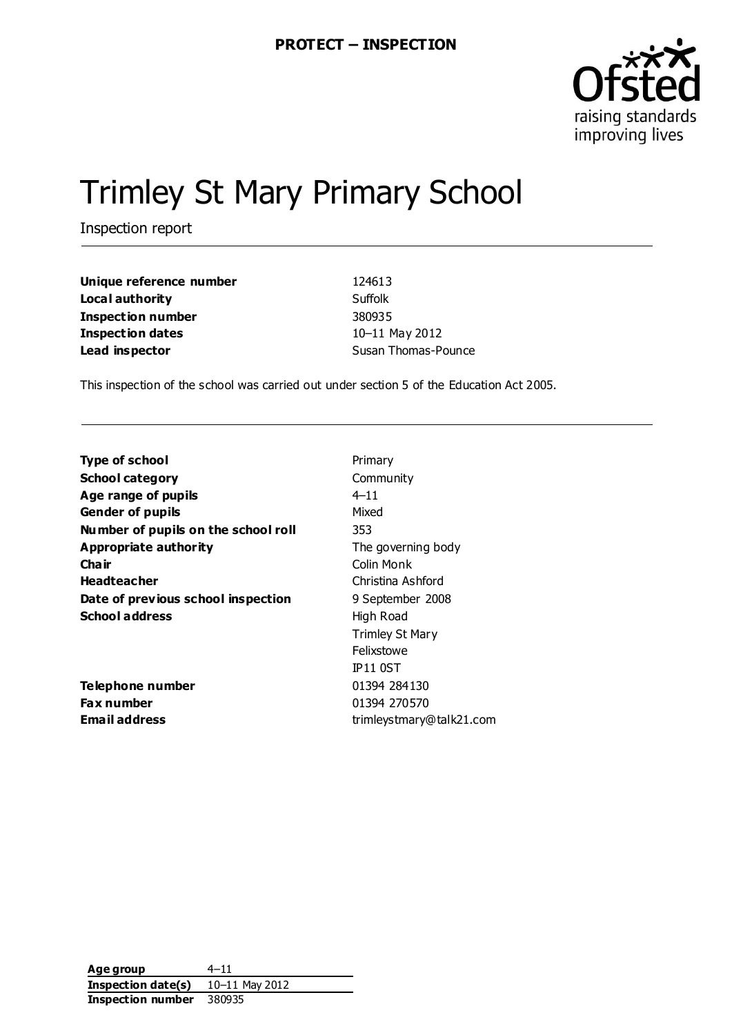**PROTECT – INSPECTION**

# Trimley St Mary Primary School

Inspection report

| | |
|---|---|
| **Unique reference number** | 124613 |
| **Local authority** | Suffolk |
| **Inspection number** | 380935 |
| **Inspection dates** | 10–11 May 2012 |
| **Lead inspector** | Susan Thomas-Pounce |

This inspection of the school was carried out under section 5 of the Education Act 2005.

| | |
|---|---|
| **Type of school** | Primary |
| **School category** | Community |
| **Age range of pupils** | 4–11 |
| **Gender of pupils** | Mixed |
| **Number of pupils on the school roll** | 353 |
| **Appropriate authority** | The governing body |
| **Chair** | Colin Monk |
| **Headteacher** | Christina Ashford |
| **Date of previous school inspection** | 9 September 2008 |
| **School address** | High Road<br>Trimley St Mary<br>Felixstowe<br>IP11 0ST |
| **Telephone number** | 01394 284130 |
| **Fax number** | 01394 270570 |
| **Email address** | trimleystmary@talk21.com |

| | |
|---|---|
| **Age group** | 4–11 |
| **Inspection date(s)** | 10–11 May 2012 |
| **Inspection number** | 380935 |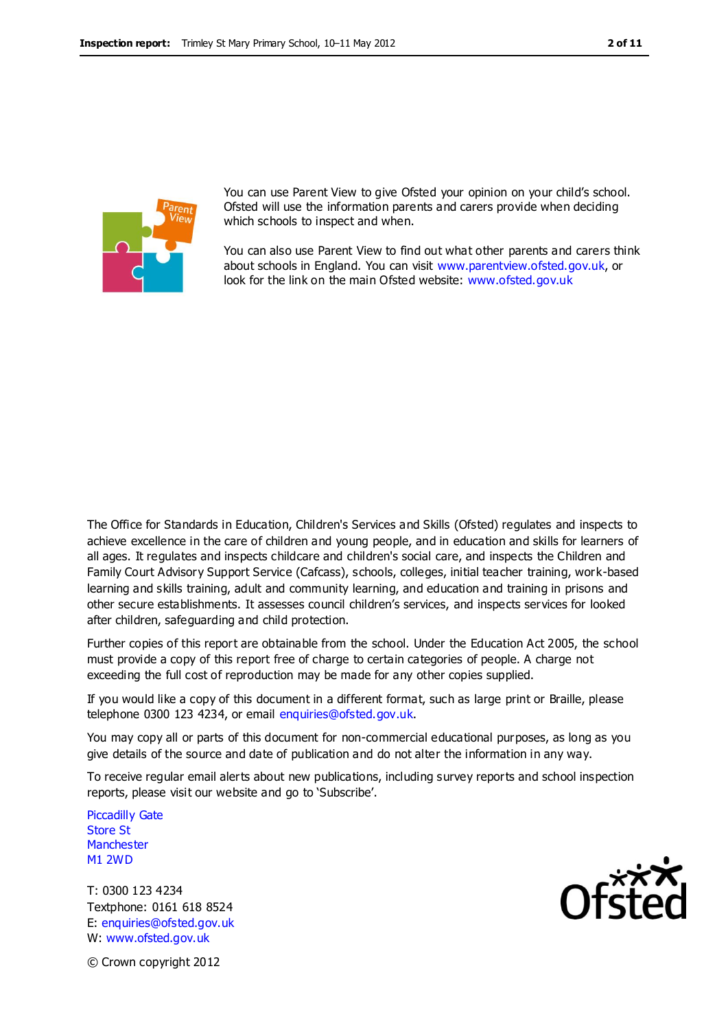You can use Parent View to give Ofsted your opinion on your child's school. Ofsted will use the information parents and carers provide when deciding which schools to inspect and when.

You can also use Parent View to find out what other parents and carers think about schools in England. You can visit www.parentview.ofsted.gov.uk, or look for the link on the main Ofsted website: www.ofsted.gov.uk

The Office for Standards in Education, Children's Services and Skills (Ofsted) regulates and inspects to achieve excellence in the care of children and young people, and in education and skills for learners of all ages. It regulates and inspects childcare and children's social care, and inspects the Children and Family Court Advisory Support Service (Cafcass), schools, colleges, initial teacher training, work-based learning and skills training, adult and community learning, and education and training in prisons and other secure establishments. It assesses council children's services, and inspects services for looked after children, safeguarding and child protection.

Further copies of this report are obtainable from the school. Under the Education Act 2005, the school must provide a copy of this report free of charge to certain categories of people. A charge not exceeding the full cost of reproduction may be made for any other copies supplied.

If you would like a copy of this document in a different format, such as large print or Braille, please telephone 0300 123 4234, or email enquiries@ofsted.gov.uk.

You may copy all or parts of this document for non-commercial educational purposes, as long as you give details of the source and date of publication and do not alter the information in any way.

To receive regular email alerts about new publications, including survey reports and school inspection reports, please visit our website and go to 'Subscribe'.

Piccadilly Gate
Store St
Manchester
M1 2WD

T: 0300 123 4234
Textphone: 0161 618 8524
E: enquiries@ofsted.gov.uk
W: www.ofsted.gov.uk

© Crown copyright 2012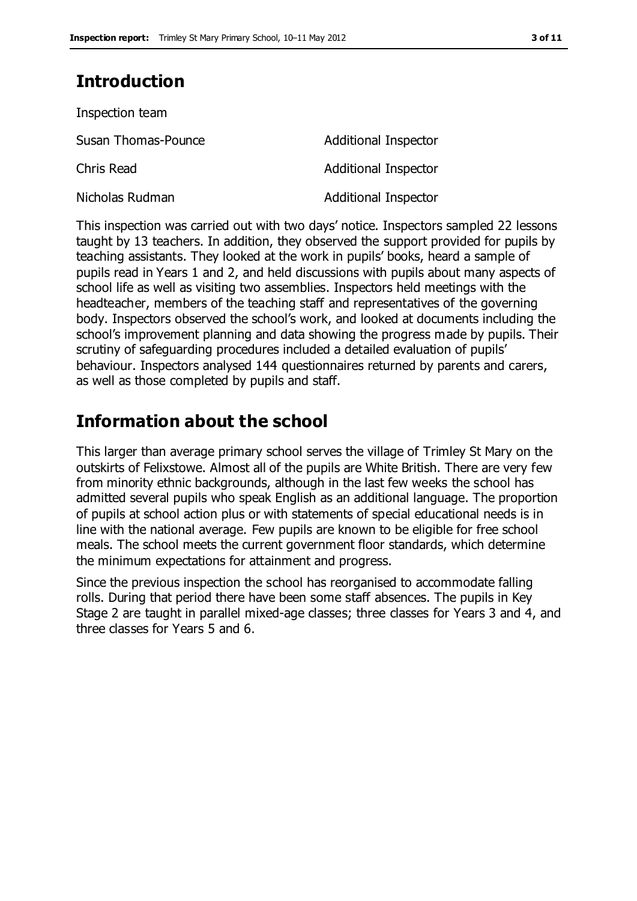## Introduction

Inspection team

| | |
|---|---|
| Susan Thomas-Pounce | Additional Inspector |
| Chris Read | Additional Inspector |
| Nicholas Rudman | Additional Inspector |

This inspection was carried out with two days' notice. Inspectors sampled 22 lessons taught by 13 teachers. In addition, they observed the support provided for pupils by teaching assistants. They looked at the work in pupils' books, heard a sample of pupils read in Years 1 and 2, and held discussions with pupils about many aspects of school life as well as visiting two assemblies. Inspectors held meetings with the headteacher, members of the teaching staff and representatives of the governing body. Inspectors observed the school's work, and looked at documents including the school's improvement planning and data showing the progress made by pupils. Their scrutiny of safeguarding procedures included a detailed evaluation of pupils' behaviour. Inspectors analysed 144 questionnaires returned by parents and carers, as well as those completed by pupils and staff.

## Information about the school

This larger than average primary school serves the village of Trimley St Mary on the outskirts of Felixstowe. Almost all of the pupils are White British. There are very few from minority ethnic backgrounds, although in the last few weeks the school has admitted several pupils who speak English as an additional language. The proportion of pupils at school action plus or with statements of special educational needs is in line with the national average. Few pupils are known to be eligible for free school meals. The school meets the current government floor standards, which determine the minimum expectations for attainment and progress.

Since the previous inspection the school has reorganised to accommodate falling rolls. During that period there have been some staff absences. The pupils in Key Stage 2 are taught in parallel mixed-age classes; three classes for Years 3 and 4, and three classes for Years 5 and 6.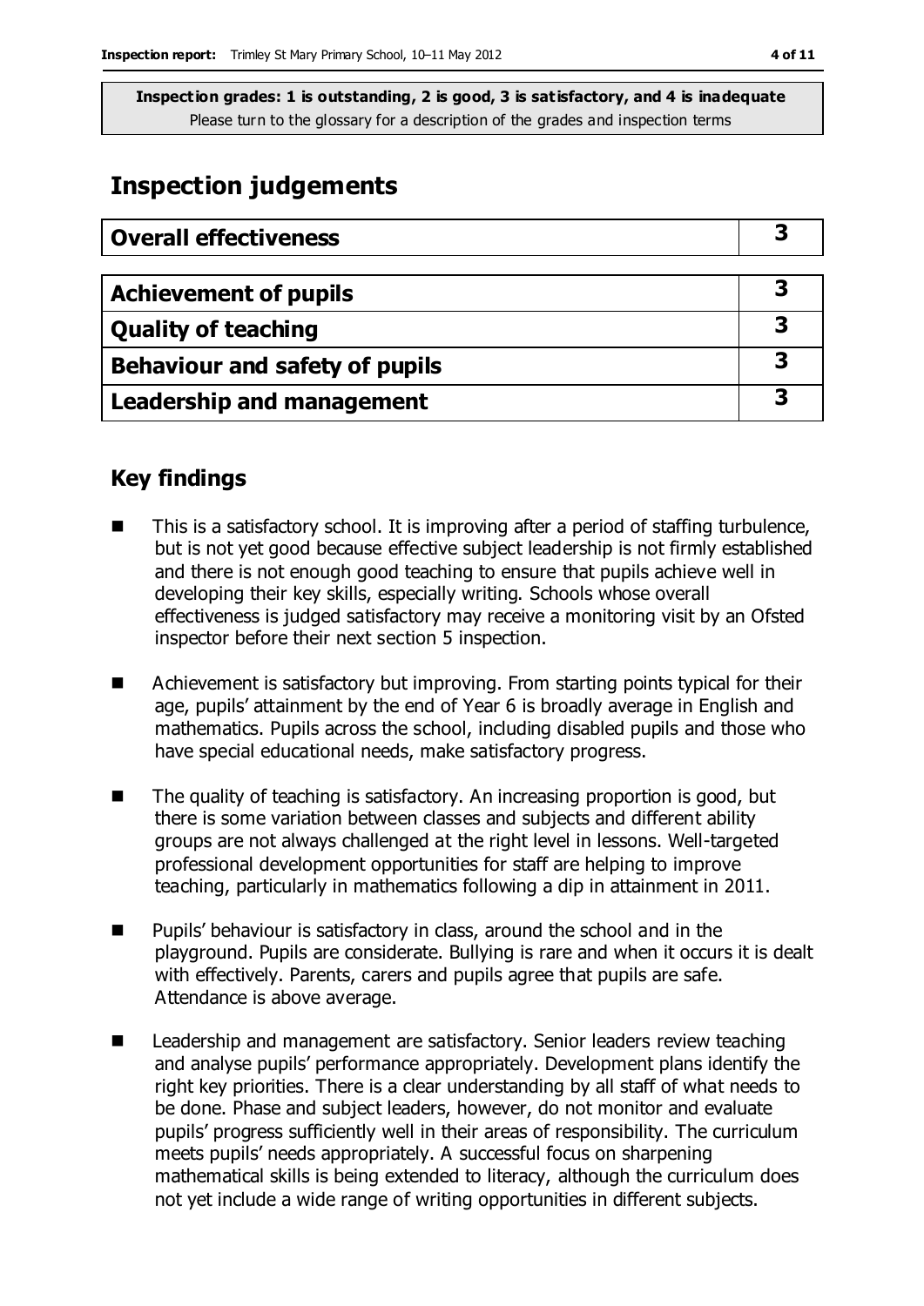**Inspection grades: 1 is outstanding, 2 is good, 3 is satisfactory, and 4 is inadequate**
Please turn to the glossary for a description of the grades and inspection terms

# Inspection judgements

| | |
|---|---|
| **Overall effectiveness** | **3** |

| | |
|---|---|
| **Achievement of pupils** | **3** |
| **Quality of teaching** | **3** |
| **Behaviour and safety of pupils** | **3** |
| **Leadership and management** | **3** |

## Key findings

- This is a satisfactory school. It is improving after a period of staffing turbulence, but is not yet good because effective subject leadership is not firmly established and there is not enough good teaching to ensure that pupils achieve well in developing their key skills, especially writing. Schools whose overall effectiveness is judged satisfactory may receive a monitoring visit by an Ofsted inspector before their next section 5 inspection.
- Achievement is satisfactory but improving. From starting points typical for their age, pupils' attainment by the end of Year 6 is broadly average in English and mathematics. Pupils across the school, including disabled pupils and those who have special educational needs, make satisfactory progress.
- The quality of teaching is satisfactory. An increasing proportion is good, but there is some variation between classes and subjects and different ability groups are not always challenged at the right level in lessons. Well-targeted professional development opportunities for staff are helping to improve teaching, particularly in mathematics following a dip in attainment in 2011.
- Pupils' behaviour is satisfactory in class, around the school and in the playground. Pupils are considerate. Bullying is rare and when it occurs it is dealt with effectively. Parents, carers and pupils agree that pupils are safe. Attendance is above average.
- Leadership and management are satisfactory. Senior leaders review teaching and analyse pupils' performance appropriately. Development plans identify the right key priorities. There is a clear understanding by all staff of what needs to be done. Phase and subject leaders, however, do not monitor and evaluate pupils' progress sufficiently well in their areas of responsibility. The curriculum meets pupils' needs appropriately. A successful focus on sharpening mathematical skills is being extended to literacy, although the curriculum does not yet include a wide range of writing opportunities in different subjects.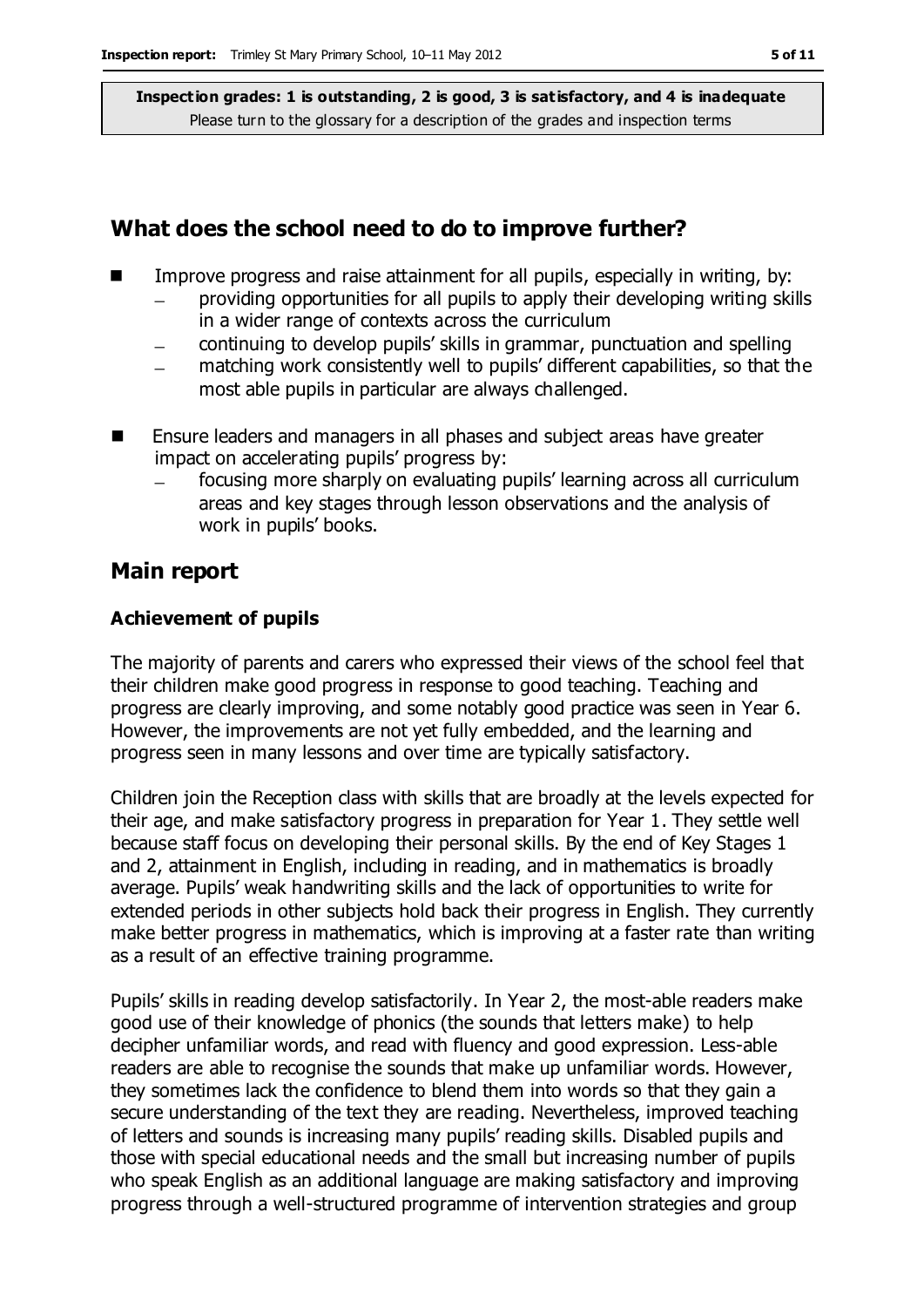**Inspection grades: 1 is outstanding, 2 is good, 3 is satisfactory, and 4 is inadequate**
Please turn to the glossary for a description of the grades and inspection terms

## What does the school need to do to improve further?

- Improve progress and raise attainment for all pupils, especially in writing, by:
  - providing opportunities for all pupils to apply their developing writing skills in a wider range of contexts across the curriculum
  - continuing to develop pupils' skills in grammar, punctuation and spelling
  - matching work consistently well to pupils' different capabilities, so that the most able pupils in particular are always challenged.
- Ensure leaders and managers in all phases and subject areas have greater impact on accelerating pupils' progress by:
  - focusing more sharply on evaluating pupils' learning across all curriculum areas and key stages through lesson observations and the analysis of work in pupils' books.

## Main report

### Achievement of pupils

The majority of parents and carers who expressed their views of the school feel that their children make good progress in response to good teaching. Teaching and progress are clearly improving, and some notably good practice was seen in Year 6. However, the improvements are not yet fully embedded, and the learning and progress seen in many lessons and over time are typically satisfactory.

Children join the Reception class with skills that are broadly at the levels expected for their age, and make satisfactory progress in preparation for Year 1. They settle well because staff focus on developing their personal skills. By the end of Key Stages 1 and 2, attainment in English, including in reading, and in mathematics is broadly average. Pupils' weak handwriting skills and the lack of opportunities to write for extended periods in other subjects hold back their progress in English. They currently make better progress in mathematics, which is improving at a faster rate than writing as a result of an effective training programme.

Pupils' skills in reading develop satisfactorily. In Year 2, the most-able readers make good use of their knowledge of phonics (the sounds that letters make) to help decipher unfamiliar words, and read with fluency and good expression. Less-able readers are able to recognise the sounds that make up unfamiliar words. However, they sometimes lack the confidence to blend them into words so that they gain a secure understanding of the text they are reading. Nevertheless, improved teaching of letters and sounds is increasing many pupils' reading skills. Disabled pupils and those with special educational needs and the small but increasing number of pupils who speak English as an additional language are making satisfactory and improving progress through a well-structured programme of intervention strategies and group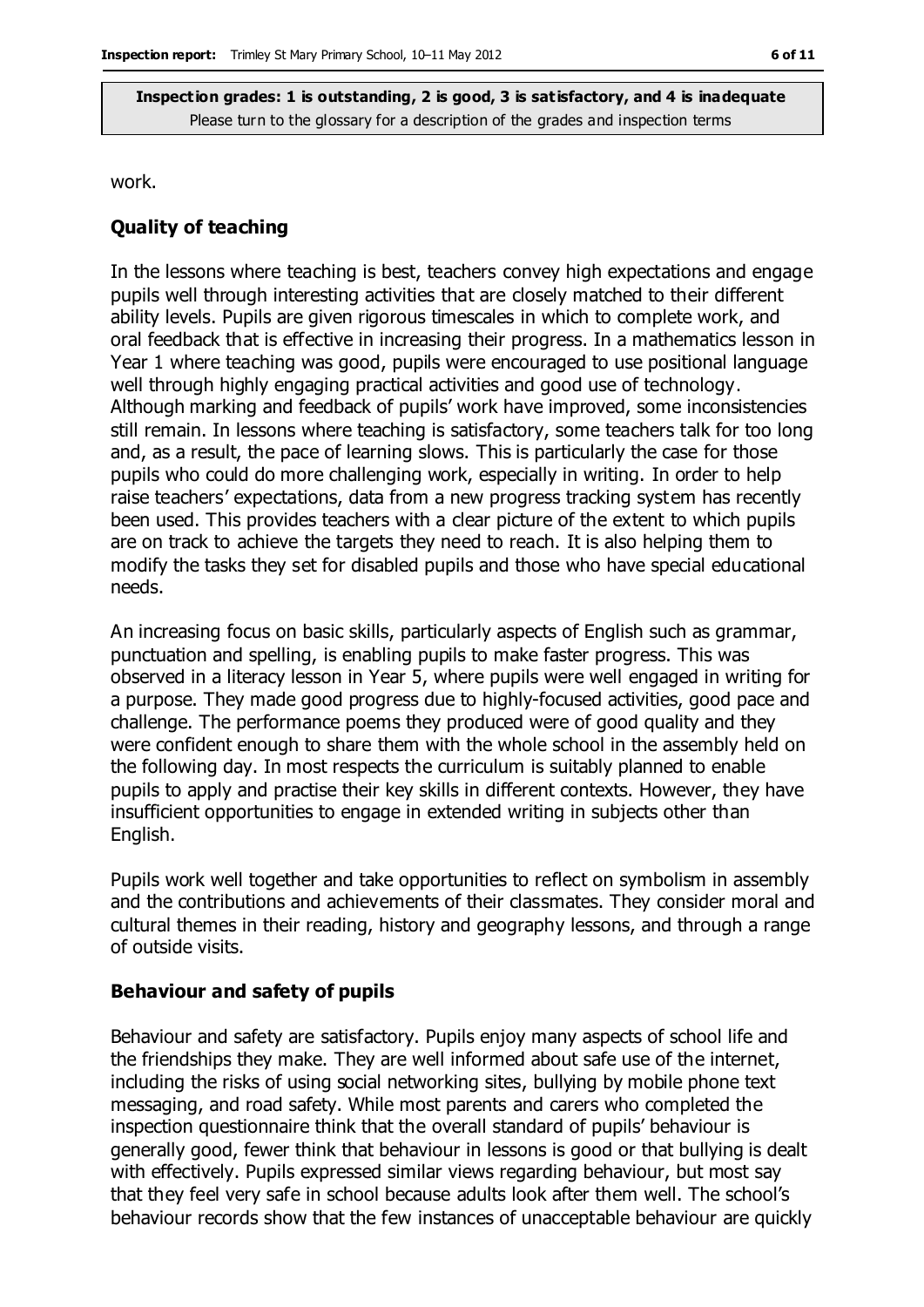work.

## Quality of teaching

In the lessons where teaching is best, teachers convey high expectations and engage pupils well through interesting activities that are closely matched to their different ability levels. Pupils are given rigorous timescales in which to complete work, and oral feedback that is effective in increasing their progress. In a mathematics lesson in Year 1 where teaching was good, pupils were encouraged to use positional language well through highly engaging practical activities and good use of technology. Although marking and feedback of pupils' work have improved, some inconsistencies still remain. In lessons where teaching is satisfactory, some teachers talk for too long and, as a result, the pace of learning slows. This is particularly the case for those pupils who could do more challenging work, especially in writing. In order to help raise teachers' expectations, data from a new progress tracking system has recently been used. This provides teachers with a clear picture of the extent to which pupils are on track to achieve the targets they need to reach. It is also helping them to modify the tasks they set for disabled pupils and those who have special educational needs.

An increasing focus on basic skills, particularly aspects of English such as grammar, punctuation and spelling, is enabling pupils to make faster progress. This was observed in a literacy lesson in Year 5, where pupils were well engaged in writing for a purpose. They made good progress due to highly-focused activities, good pace and challenge. The performance poems they produced were of good quality and they were confident enough to share them with the whole school in the assembly held on the following day. In most respects the curriculum is suitably planned to enable pupils to apply and practise their key skills in different contexts. However, they have insufficient opportunities to engage in extended writing in subjects other than English.

Pupils work well together and take opportunities to reflect on symbolism in assembly and the contributions and achievements of their classmates. They consider moral and cultural themes in their reading, history and geography lessons, and through a range of outside visits.

## Behaviour and safety of pupils

Behaviour and safety are satisfactory. Pupils enjoy many aspects of school life and the friendships they make. They are well informed about safe use of the internet, including the risks of using social networking sites, bullying by mobile phone text messaging, and road safety. While most parents and carers who completed the inspection questionnaire think that the overall standard of pupils' behaviour is generally good, fewer think that behaviour in lessons is good or that bullying is dealt with effectively. Pupils expressed similar views regarding behaviour, but most say that they feel very safe in school because adults look after them well. The school's behaviour records show that the few instances of unacceptable behaviour are quickly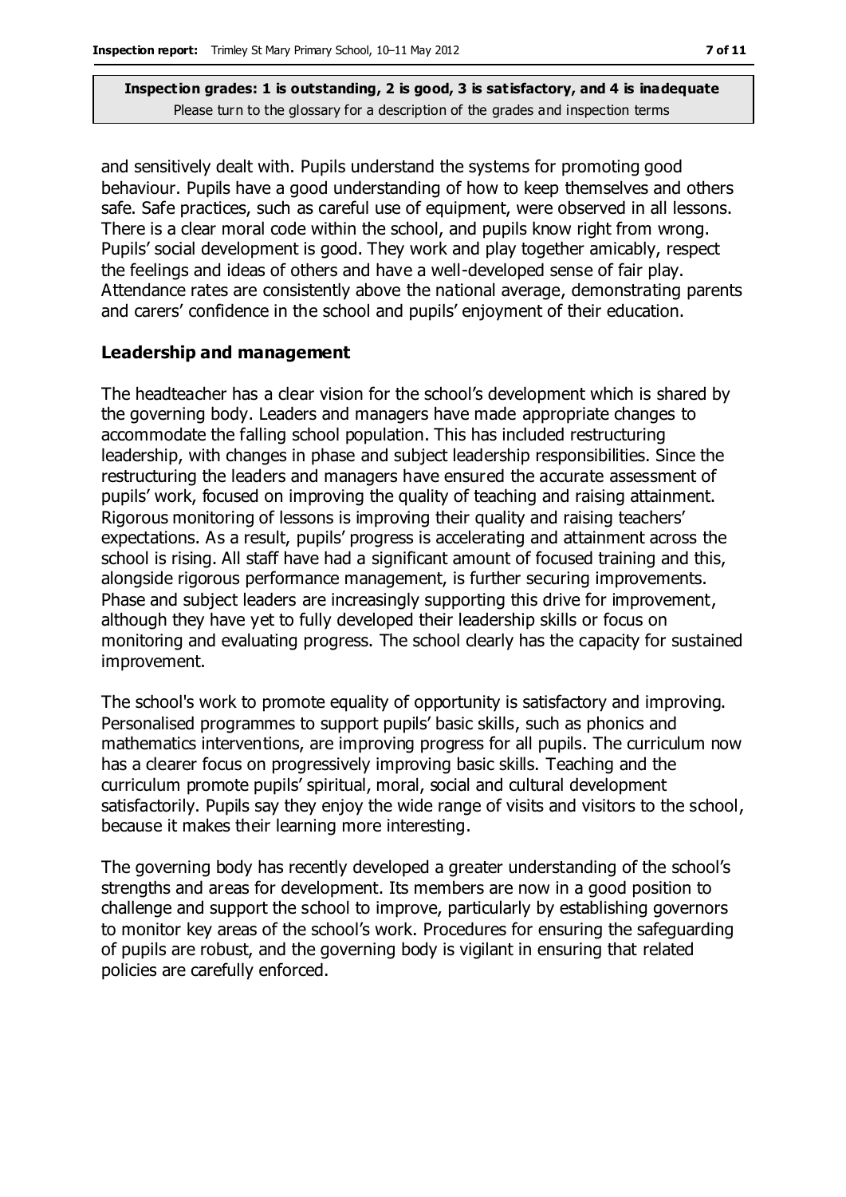and sensitively dealt with. Pupils understand the systems for promoting good behaviour. Pupils have a good understanding of how to keep themselves and others safe. Safe practices, such as careful use of equipment, were observed in all lessons. There is a clear moral code within the school, and pupils know right from wrong. Pupils' social development is good. They work and play together amicably, respect the feelings and ideas of others and have a well-developed sense of fair play. Attendance rates are consistently above the national average, demonstrating parents and carers' confidence in the school and pupils' enjoyment of their education.

### Leadership and management

The headteacher has a clear vision for the school's development which is shared by the governing body. Leaders and managers have made appropriate changes to accommodate the falling school population. This has included restructuring leadership, with changes in phase and subject leadership responsibilities. Since the restructuring the leaders and managers have ensured the accurate assessment of pupils' work, focused on improving the quality of teaching and raising attainment. Rigorous monitoring of lessons is improving their quality and raising teachers' expectations. As a result, pupils' progress is accelerating and attainment across the school is rising. All staff have had a significant amount of focused training and this, alongside rigorous performance management, is further securing improvements. Phase and subject leaders are increasingly supporting this drive for improvement, although they have yet to fully developed their leadership skills or focus on monitoring and evaluating progress. The school clearly has the capacity for sustained improvement.

The school's work to promote equality of opportunity is satisfactory and improving. Personalised programmes to support pupils' basic skills, such as phonics and mathematics interventions, are improving progress for all pupils. The curriculum now has a clearer focus on progressively improving basic skills. Teaching and the curriculum promote pupils' spiritual, moral, social and cultural development satisfactorily. Pupils say they enjoy the wide range of visits and visitors to the school, because it makes their learning more interesting.

The governing body has recently developed a greater understanding of the school's strengths and areas for development. Its members are now in a good position to challenge and support the school to improve, particularly by establishing governors to monitor key areas of the school's work. Procedures for ensuring the safeguarding of pupils are robust, and the governing body is vigilant in ensuring that related policies are carefully enforced.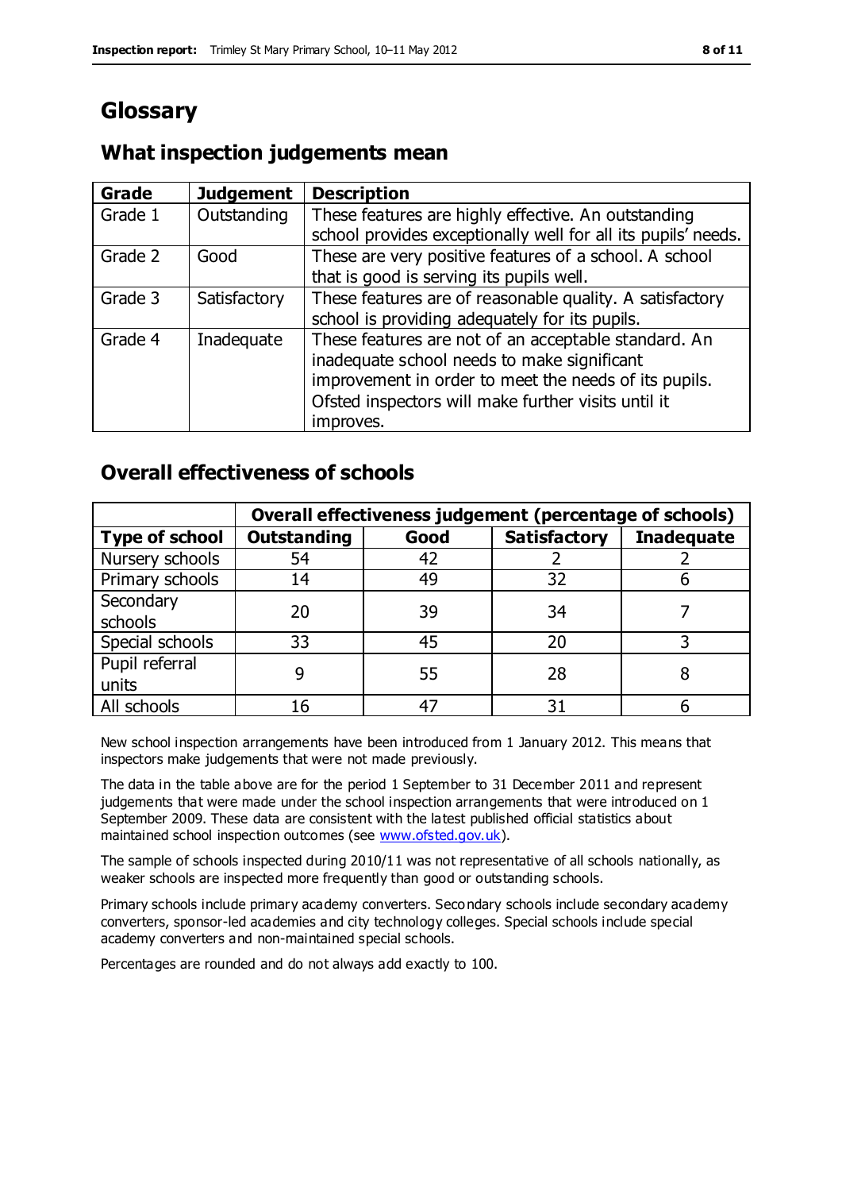# Glossary

## What inspection judgements mean

| Grade | Judgement | Description |
|---|---|---|
| Grade 1 | Outstanding | These features are highly effective. An outstanding school provides exceptionally well for all its pupils' needs. |
| Grade 2 | Good | These are very positive features of a school. A school that is good is serving its pupils well. |
| Grade 3 | Satisfactory | These features are of reasonable quality. A satisfactory school is providing adequately for its pupils. |
| Grade 4 | Inadequate | These features are not of an acceptable standard. An inadequate school needs to make significant improvement in order to meet the needs of its pupils. Ofsted inspectors will make further visits until it improves. |

## Overall effectiveness of schools

| | Overall effectiveness judgement (percentage of schools) | | | |
|---|---|---|---|---|
| **Type of school** | **Outstanding** | **Good** | **Satisfactory** | **Inadequate** |
| Nursery schools | 54 | 42 | 2 | 2 |
| Primary schools | 14 | 49 | 32 | 6 |
| Secondary schools | 20 | 39 | 34 | 7 |
| Special schools | 33 | 45 | 20 | 3 |
| Pupil referral units | 9 | 55 | 28 | 8 |
| All schools | 16 | 47 | 31 | 6 |

New school inspection arrangements have been introduced from 1 January 2012. This means that inspectors make judgements that were not made previously.

The data in the table above are for the period 1 September to 31 December 2011 and represent judgements that were made under the school inspection arrangements that were introduced on 1 September 2009. These data are consistent with the latest published official statistics about maintained school inspection outcomes (see www.ofsted.gov.uk).

The sample of schools inspected during 2010/11 was not representative of all schools nationally, as weaker schools are inspected more frequently than good or outstanding schools.

Primary schools include primary academy converters. Secondary schools include secondary academy converters, sponsor-led academies and city technology colleges. Special schools include special academy converters and non-maintained special schools.

Percentages are rounded and do not always add exactly to 100.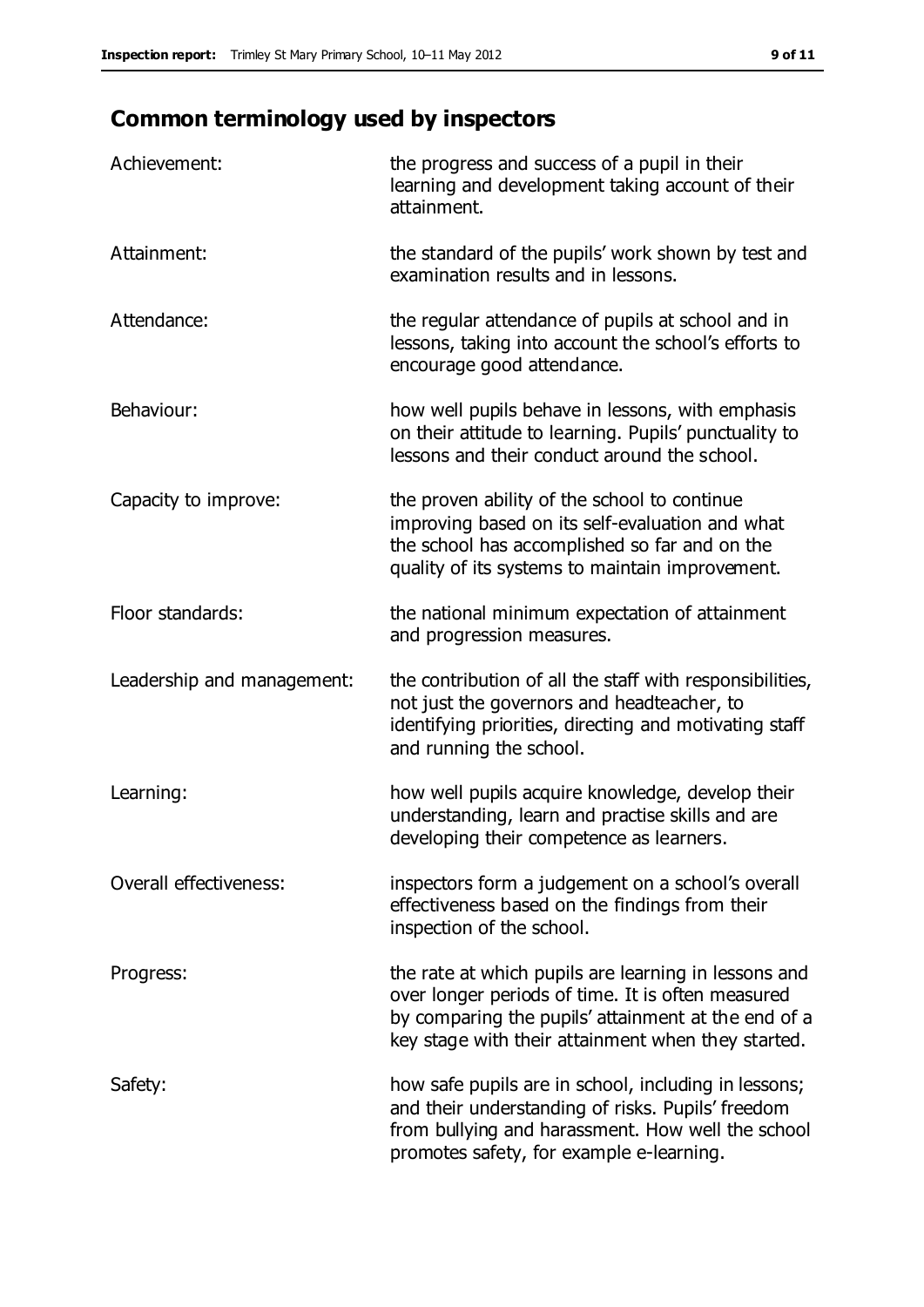## Common terminology used by inspectors

| | |
|---|---|
| Achievement: | the progress and success of a pupil in their learning and development taking account of their attainment. |
| Attainment: | the standard of the pupils' work shown by test and examination results and in lessons. |
| Attendance: | the regular attendance of pupils at school and in lessons, taking into account the school's efforts to encourage good attendance. |
| Behaviour: | how well pupils behave in lessons, with emphasis on their attitude to learning. Pupils' punctuality to lessons and their conduct around the school. |
| Capacity to improve: | the proven ability of the school to continue improving based on its self-evaluation and what the school has accomplished so far and on the quality of its systems to maintain improvement. |
| Floor standards: | the national minimum expectation of attainment and progression measures. |
| Leadership and management: | the contribution of all the staff with responsibilities, not just the governors and headteacher, to identifying priorities, directing and motivating staff and running the school. |
| Learning: | how well pupils acquire knowledge, develop their understanding, learn and practise skills and are developing their competence as learners. |
| Overall effectiveness: | inspectors form a judgement on a school's overall effectiveness based on the findings from their inspection of the school. |
| Progress: | the rate at which pupils are learning in lessons and over longer periods of time. It is often measured by comparing the pupils' attainment at the end of a key stage with their attainment when they started. |
| Safety: | how safe pupils are in school, including in lessons; and their understanding of risks. Pupils' freedom from bullying and harassment. How well the school promotes safety, for example e-learning. |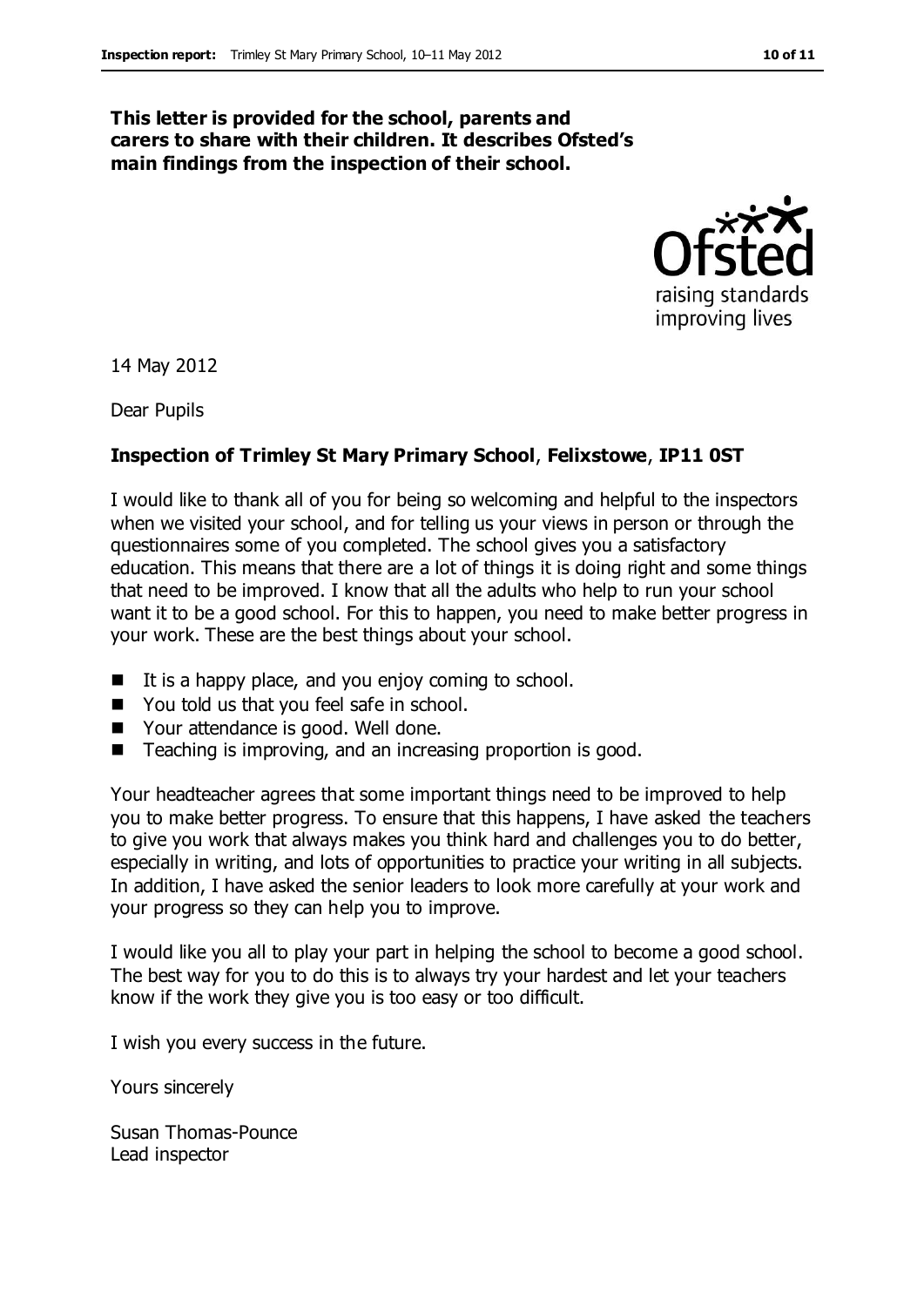**This letter is provided for the school, parents and carers to share with their children. It describes Ofsted's main findings from the inspection of their school.**

Ofsted
raising standards
improving lives

14 May 2012

Dear Pupils

**Inspection of Trimley St Mary Primary School**, **Felixstowe**, **IP11 0ST**

I would like to thank all of you for being so welcoming and helpful to the inspectors when we visited your school, and for telling us your views in person or through the questionnaires some of you completed. The school gives you a satisfactory education. This means that there are a lot of things it is doing right and some things that need to be improved. I know that all the adults who help to run your school want it to be a good school. For this to happen, you need to make better progress in your work. These are the best things about your school.

- It is a happy place, and you enjoy coming to school.
- You told us that you feel safe in school.
- Your attendance is good. Well done.
- Teaching is improving, and an increasing proportion is good.

Your headteacher agrees that some important things need to be improved to help you to make better progress. To ensure that this happens, I have asked the teachers to give you work that always makes you think hard and challenges you to do better, especially in writing, and lots of opportunities to practice your writing in all subjects. In addition, I have asked the senior leaders to look more carefully at your work and your progress so they can help you to improve.

I would like you all to play your part in helping the school to become a good school. The best way for you to do this is to always try your hardest and let your teachers know if the work they give you is too easy or too difficult.

I wish you every success in the future.

Yours sincerely

Susan Thomas-Pounce
Lead inspector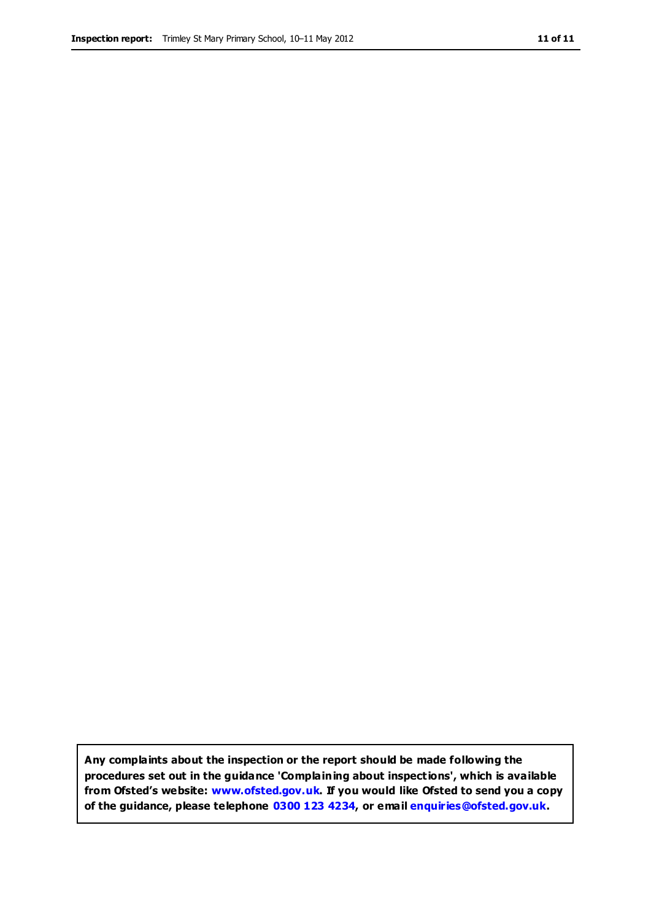**Any complaints about the inspection or the report should be made following the procedures set out in the guidance 'Complaining about inspections', which is available from Ofsted's website: www.ofsted.gov.uk. If you would like Ofsted to send you a copy of the guidance, please telephone 0300 123 4234, or email enquiries@ofsted.gov.uk.**